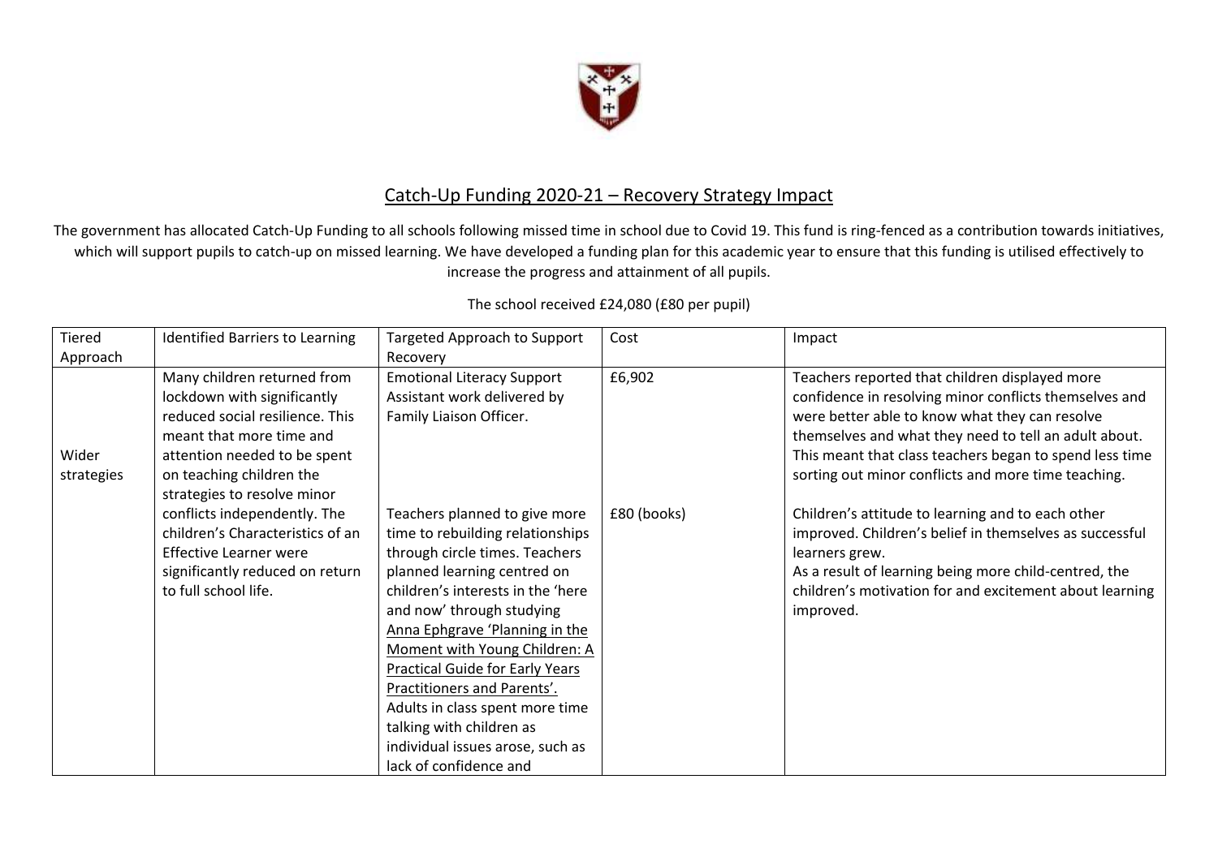# Catch-Up Funding 2020-21 – Recovery Strategy Impact

The government has allocated Catch-Up Funding to all schools following missed time in school due to Covid 19. This fund is ring-fenced as a contribution towards initiatives, which will support pupils to catch-up on missed learning. We have developed a funding plan for this academic year to ensure that this funding is utilised effectively to increase the progress and attainment of all pupils.

The school received £24,080 (£80 per pupil)

| Tiered Approach | Identified Barriers to Learning | Targeted Approach to Support Recovery | Cost | Impact |
|---|---|---|---|---|
| Wider strategies | Many children returned from lockdown with significantly reduced social resilience. This meant that more time and attention needed to be spent on teaching children the strategies to resolve minor conflicts independently. The children's Characteristics of an Effective Learner were significantly reduced on return to full school life. | Emotional Literacy Support Assistant work delivered by Family Liaison Officer. | £6,902 | Teachers reported that children displayed more confidence in resolving minor conflicts themselves and were better able to know what they can resolve themselves and what they need to tell an adult about. This meant that class teachers began to spend less time sorting out minor conflicts and more time teaching. |
| | | Teachers planned to give more time to rebuilding relationships through circle times. Teachers planned learning centred on children's interests in the 'here and now' through studying Anna Ephgrave 'Planning in the Moment with Young Children: A Practical Guide for Early Years Practitioners and Parents'. Adults in class spent more time talking with children as individual issues arose, such as lack of confidence and | £80 (books) | Children's attitude to learning and to each other improved. Children's belief in themselves as successful learners grew. As a result of learning being more child-centred, the children's motivation for and excitement about learning improved. |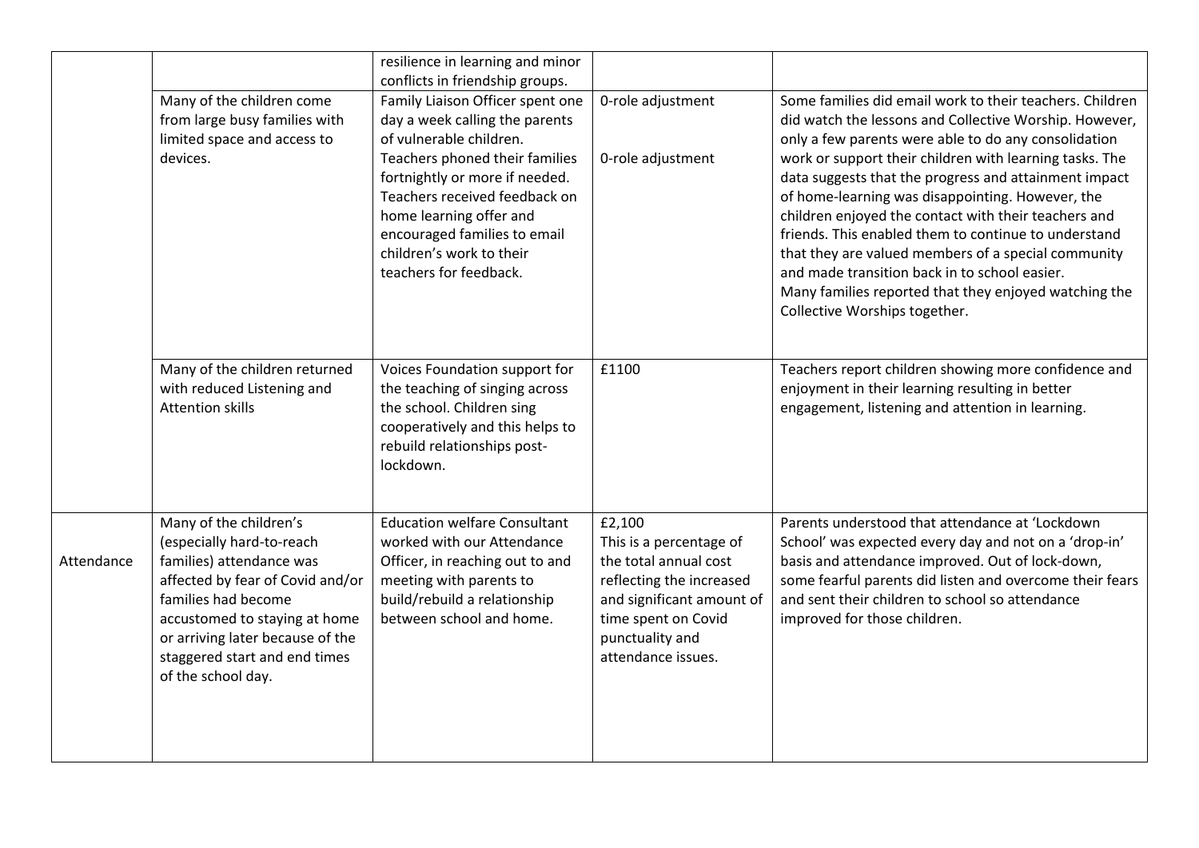| | | | | |
|---|---|---|---|---|
| | | resilience in learning and minor conflicts in friendship groups. | | |
| | Many of the children come from large busy families with limited space and access to devices. | Family Liaison Officer spent one day a week calling the parents of vulnerable children.<br>Teachers phoned their families fortnightly or more if needed. Teachers received feedback on home learning offer and encouraged families to email children's work to their teachers for feedback. | 0-role adjustment<br><br>0-role adjustment | Some families did email work to their teachers. Children did watch the lessons and Collective Worship. However, only a few parents were able to do any consolidation work or support their children with learning tasks. The data suggests that the progress and attainment impact of home-learning was disappointing. However, the children enjoyed the contact with their teachers and friends. This enabled them to continue to understand that they are valued members of a special community and made transition back in to school easier.<br>Many families reported that they enjoyed watching the Collective Worships together. |
| | Many of the children returned with reduced Listening and Attention skills | Voices Foundation support for the teaching of singing across the school. Children sing cooperatively and this helps to rebuild relationships post-lockdown. | £1100 | Teachers report children showing more confidence and enjoyment in their learning resulting in better engagement, listening and attention in learning. |
| Attendance | Many of the children's (especially hard-to-reach families) attendance was affected by fear of Covid and/or families had become accustomed to staying at home or arriving later because of the staggered start and end times of the school day. | Education welfare Consultant worked with our Attendance Officer, in reaching out to and meeting with parents to build/rebuild a relationship between school and home. | £2,100<br>This is a percentage of the total annual cost reflecting the increased and significant amount of time spent on Covid punctuality and attendance issues. | Parents understood that attendance at 'Lockdown School' was expected every day and not on a 'drop-in' basis and attendance improved. Out of lock-down, some fearful parents did listen and overcome their fears and sent their children to school so attendance improved for those children. |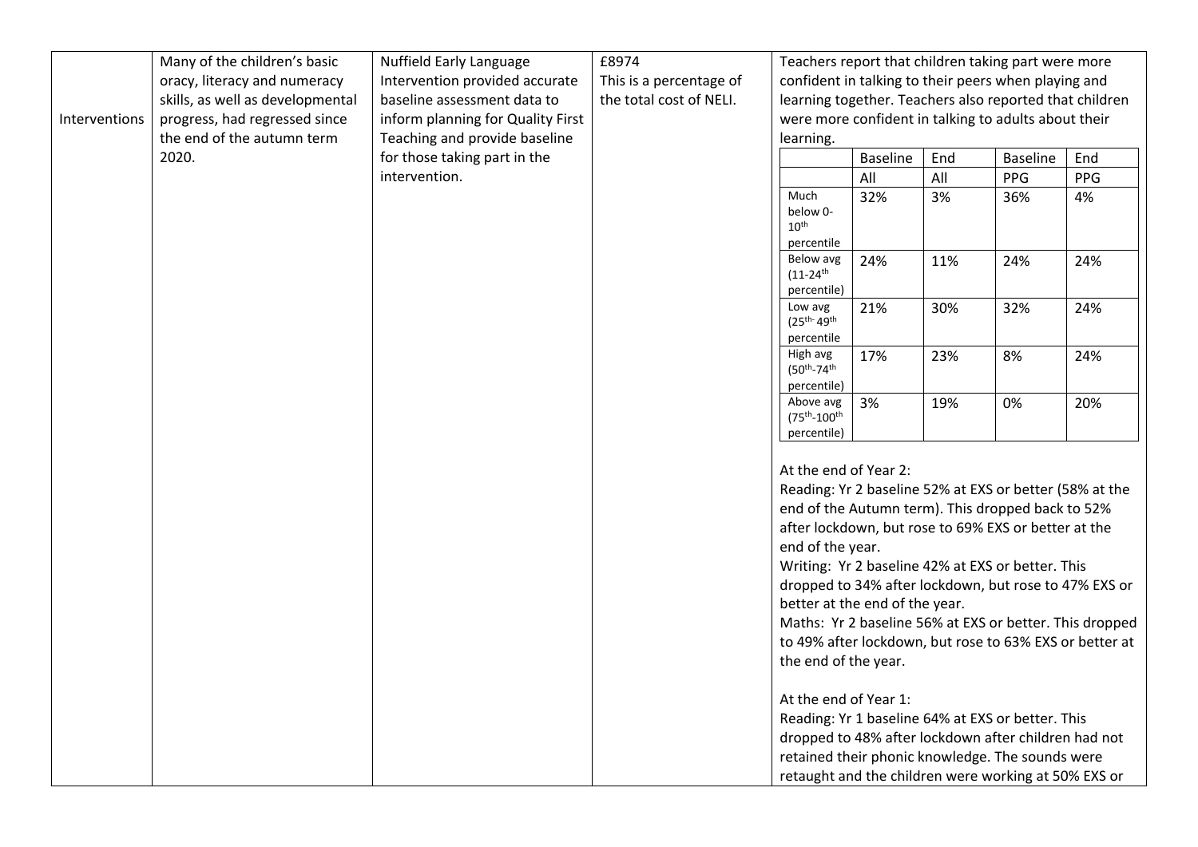| Interventions | Many of the children's basic oracy, literacy and numeracy skills, as well as developmental progress, had regressed since the end of the autumn term 2020. | Nuffield Early Language Intervention provided accurate baseline assessment data to inform planning for Quality First Teaching and provide baseline for those taking part in the intervention. | £8974<br>This is a percentage of the total cost of NELI. | Teachers report that children taking part were more confident in talking to their peers when playing and learning together. Teachers also reported that children were more confident in talking to adults about their learning. |
|---|---|---|---|---|

| | Baseline | End | Baseline | End |
|---|---|---|---|---|
| | All | All | PPG | PPG |
| Much below 0-10th percentile | 32% | 3% | 36% | 4% |
| Below avg (11-24th percentile) | 24% | 11% | 24% | 24% |
| Low avg (25th-49th percentile | 21% | 30% | 32% | 24% |
| High avg (50th-74th percentile) | 17% | 23% | 8% | 24% |
| Above avg (75th-100th percentile) | 3% | 19% | 0% | 20% |

At the end of Year 2:
Reading: Yr 2 baseline 52% at EXS or better (58% at the end of the Autumn term). This dropped back to 52% after lockdown, but rose to 69% EXS or better at the end of the year.
Writing: Yr 2 baseline 42% at EXS or better. This dropped to 34% after lockdown, but rose to 47% EXS or better at the end of the year.
Maths: Yr 2 baseline 56% at EXS or better. This dropped to 49% after lockdown, but rose to 63% EXS or better at the end of the year.

At the end of Year 1:
Reading: Yr 1 baseline 64% at EXS or better. This dropped to 48% after lockdown after children had not retained their phonic knowledge. The sounds were retaught and the children were working at 50% EXS or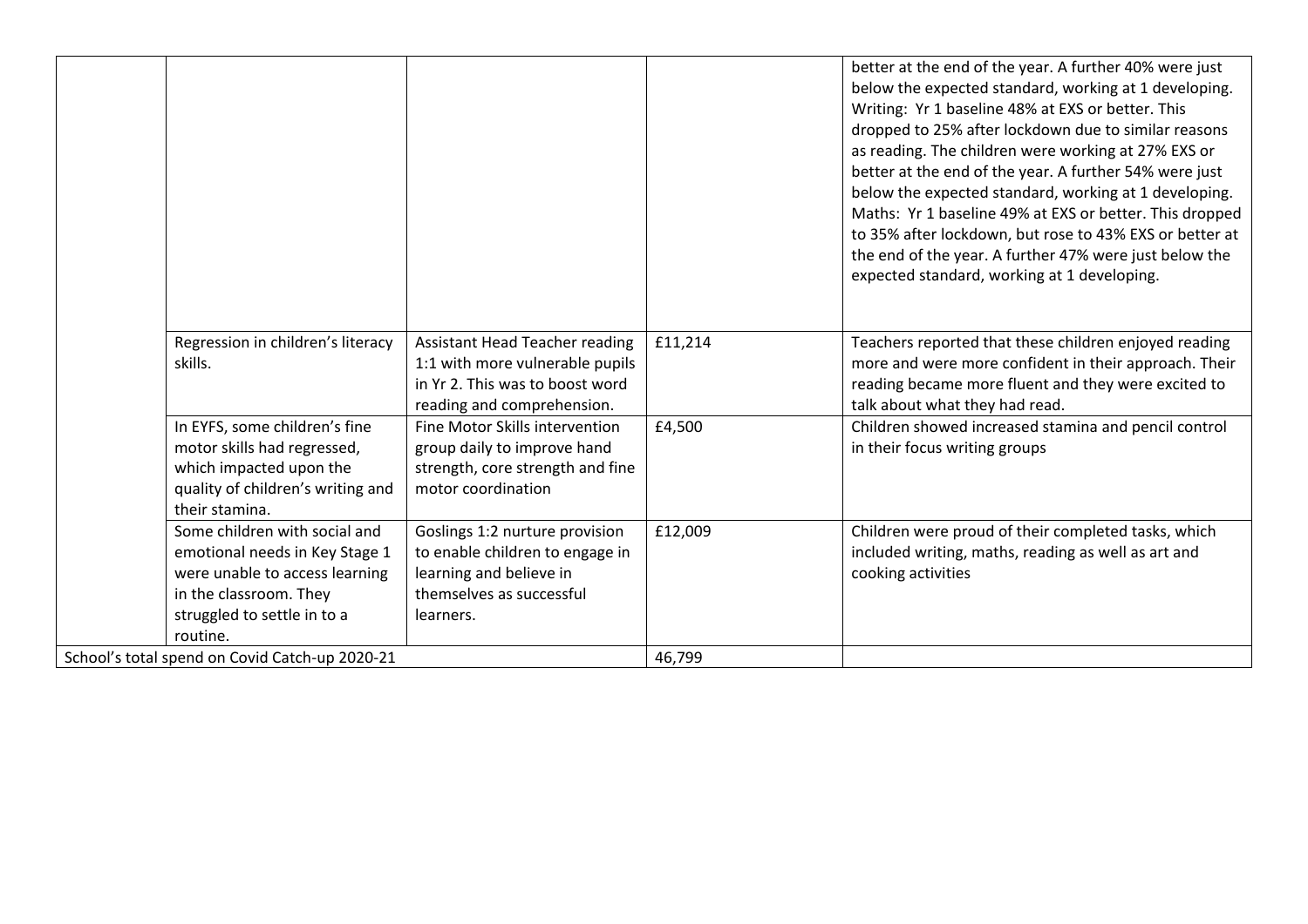| | | | | |
|---|---|---|---|---|
| | | | | better at the end of the year. A further 40% were just below the expected standard, working at 1 developing. Writing: Yr 1 baseline 48% at EXS or better. This dropped to 25% after lockdown due to similar reasons as reading. The children were working at 27% EXS or better at the end of the year. A further 54% were just below the expected standard, working at 1 developing. Maths: Yr 1 baseline 49% at EXS or better. This dropped to 35% after lockdown, but rose to 43% EXS or better at the end of the year. A further 47% were just below the expected standard, working at 1 developing. |
| | Regression in children's literacy skills. | Assistant Head Teacher reading 1:1 with more vulnerable pupils in Yr 2. This was to boost word reading and comprehension. | £11,214 | Teachers reported that these children enjoyed reading more and were more confident in their approach. Their reading became more fluent and they were excited to talk about what they had read. |
| | In EYFS, some children's fine motor skills had regressed, which impacted upon the quality of children's writing and their stamina. | Fine Motor Skills intervention group daily to improve hand strength, core strength and fine motor coordination | £4,500 | Children showed increased stamina and pencil control in their focus writing groups |
| | Some children with social and emotional needs in Key Stage 1 were unable to access learning in the classroom. They struggled to settle in to a routine. | Goslings 1:2 nurture provision to enable children to engage in learning and believe in themselves as successful learners. | £12,009 | Children were proud of their completed tasks, which included writing, maths, reading as well as art and cooking activities |
| School's total spend on Covid Catch-up 2020-21 | | | 46,799 | |